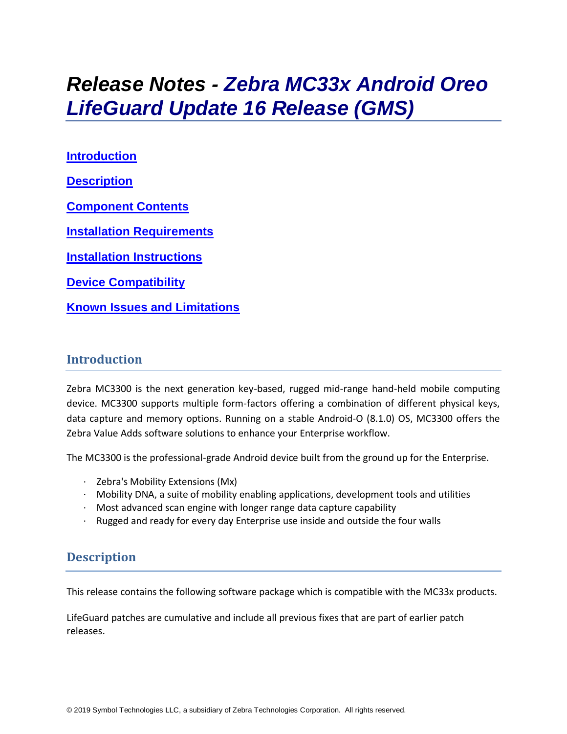# Release Notes - *Zebra MC33x Android Oreo LifeGuard Update 16 Release (GMS)*

**Introduction**

**Description**

**Component Contents**

**Installation Requirements**

**Installation Instructions**

**Device Compatibility**

**Known Issues and Limitations**

## Introduction

Zebra MC3300 is the next generation key-based, rugged mid-range hand-held mobile computing device. MC3300 supports multiple form-factors offering a combination of different physical keys, data capture and memory options. Running on a stable Android-O (8.1.0) OS, MC3300 offers the Zebra Value Adds software solutions to enhance your Enterprise workflow.

The MC3300 is the professional-grade Android device built from the ground up for the Enterprise.

- Zebra's Mobility Extensions (Mx)
- Mobility DNA, a suite of mobility enabling applications, development tools and utilities
- Most advanced scan engine with longer range data capture capability
- Rugged and ready for every day Enterprise use inside and outside the four walls

## Description

This release contains the following software package which is compatible with the MC33x products.

LifeGuard patches are cumulative and include all previous fixes that are part of earlier patch releases.

© 2019 Symbol Technologies LLC, a subsidiary of Zebra Technologies Corporation. All rights reserved.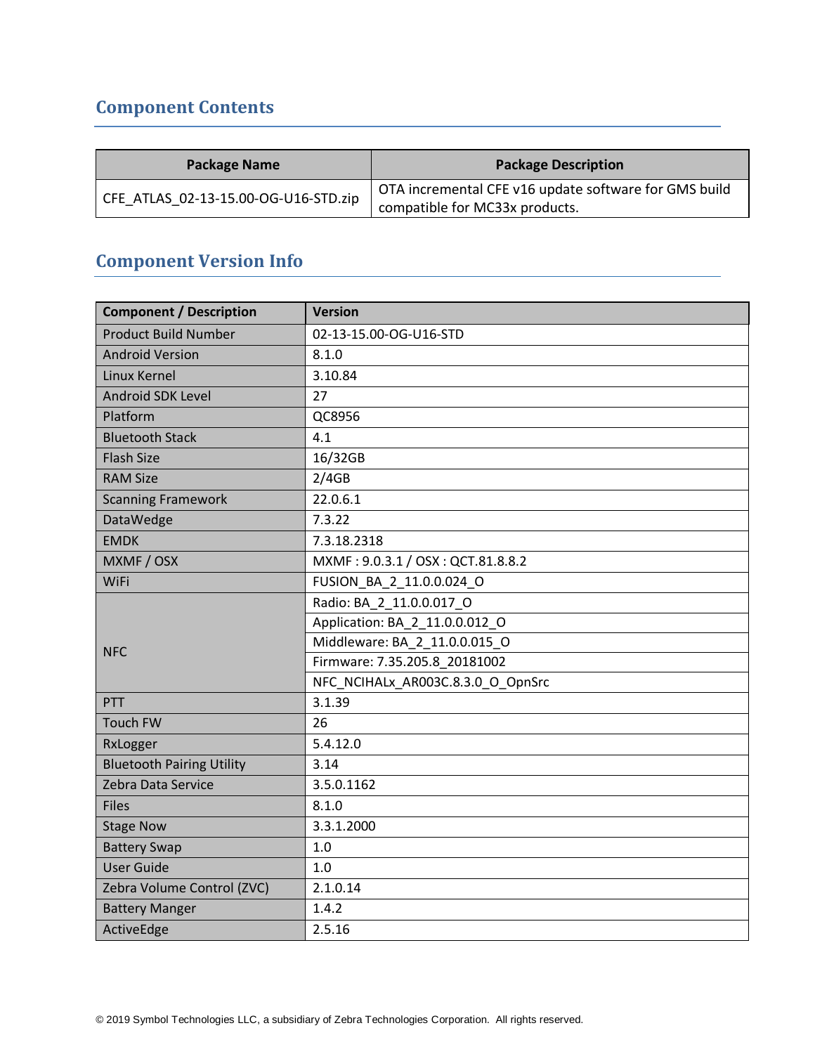## Component Contents

| Package Name | Package Description |
| --- | --- |
| CFE_ATLAS_02-13-15.00-OG-U16-STD.zip | OTA incremental CFE v16 update software for GMS build compatible for MC33x products. |

## Component Version Info

| Component / Description | Version |
| --- | --- |
| Product Build Number | 02-13-15.00-OG-U16-STD |
| Android Version | 8.1.0 |
| Linux Kernel | 3.10.84 |
| Android SDK Level | 27 |
| Platform | QC8956 |
| Bluetooth Stack | 4.1 |
| Flash Size | 16/32GB |
| RAM Size | 2/4GB |
| Scanning Framework | 22.0.6.1 |
| DataWedge | 7.3.22 |
| EMDK | 7.3.18.2318 |
| MXMF / OSX | MXMF : 9.0.3.1 / OSX : QCT.81.8.8.2 |
| WiFi | FUSION_BA_2_11.0.0.024_O |
| NFC | Radio: BA_2_11.0.0.017_O |
| | Application: BA_2_11.0.0.012_O |
| | Middleware: BA_2_11.0.0.015_O |
| | Firmware: 7.35.205.8_20181002 |
| | NFC_NCIHALx_AR003C.8.3.0_O_OpnSrc |
| PTT | 3.1.39 |
| Touch FW | 26 |
| RxLogger | 5.4.12.0 |
| Bluetooth Pairing Utility | 3.14 |
| Zebra Data Service | 3.5.0.1162 |
| Files | 8.1.0 |
| Stage Now | 3.3.1.2000 |
| Battery Swap | 1.0 |
| User Guide | 1.0 |
| Zebra Volume Control (ZVC) | 2.1.0.14 |
| Battery Manger | 1.4.2 |
| ActiveEdge | 2.5.16 |

© 2019 Symbol Technologies LLC, a subsidiary of Zebra Technologies Corporation. All rights reserved.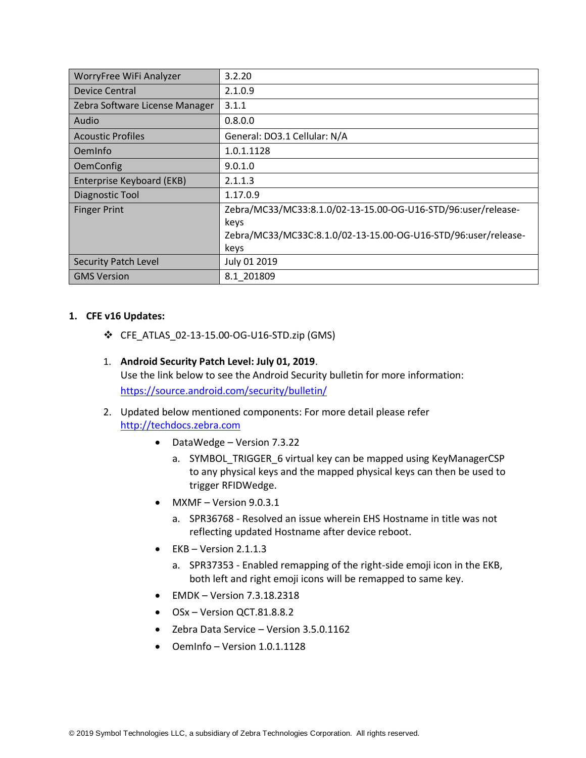| WorryFree WiFi Analyzer | 3.2.20 |
| --- | --- |
| Device Central | 2.1.0.9 |
| Zebra Software License Manager | 3.1.1 |
| Audio | 0.8.0.0 |
| Acoustic Profiles | General: DO3.1 Cellular: N/A |
| OemInfo | 1.0.1.1128 |
| OemConfig | 9.0.1.0 |
| Enterprise Keyboard (EKB) | 2.1.1.3 |
| Diagnostic Tool | 1.17.0.9 |
| Finger Print | Zebra/MC33/MC33:8.1.0/02-13-15.00-OG-U16-STD/96:user/release-keys<br>Zebra/MC33/MC33C:8.1.0/02-13-15.00-OG-U16-STD/96:user/release-keys |
| Security Patch Level | July 01 2019 |
| GMS Version | 8.1_201809 |

## 1. CFE v16 Updates:

- CFE_ATLAS_02-13-15.00-OG-U16-STD.zip (GMS)

1. **Android Security Patch Level: July 01, 2019**.
   Use the link below to see the Android Security bulletin for more information: https://source.android.com/security/bulletin/

2. Updated below mentioned components: For more detail please refer http://techdocs.zebra.com
   - DataWedge – Version 7.3.22
     a. SYMBOL_TRIGGER_6 virtual key can be mapped using KeyManagerCSP to any physical keys and the mapped physical keys can then be used to trigger RFIDWedge.
   - MXMF – Version 9.0.3.1
     a. SPR36768 - Resolved an issue wherein EHS Hostname in title was not reflecting updated Hostname after device reboot.
   - EKB – Version 2.1.1.3
     a. SPR37353 - Enabled remapping of the right-side emoji icon in the EKB, both left and right emoji icons will be remapped to same key.
   - EMDK – Version 7.3.18.2318
   - OSx – Version QCT.81.8.8.2
   - Zebra Data Service – Version 3.5.0.1162
   - OemInfo – Version 1.0.1.1128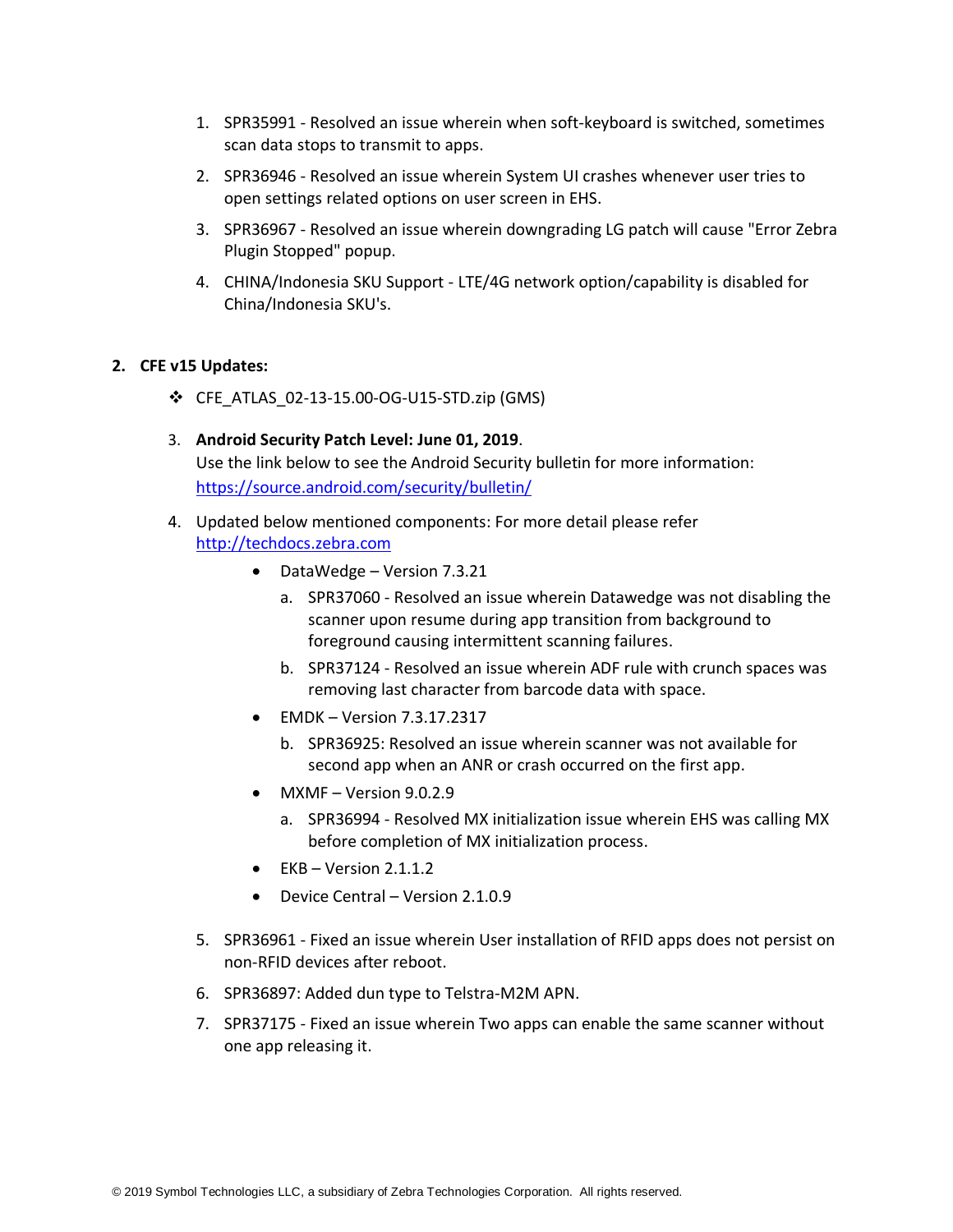1. SPR35991 - Resolved an issue wherein when soft-keyboard is switched, sometimes scan data stops to transmit to apps.
2. SPR36946 - Resolved an issue wherein System UI crashes whenever user tries to open settings related options on user screen in EHS.
3. SPR36967 - Resolved an issue wherein downgrading LG patch will cause "Error Zebra Plugin Stopped" popup.
4. CHINA/Indonesia SKU Support - LTE/4G network option/capability is disabled for China/Indonesia SKU's.

**2. CFE v15 Updates:**

- ❖ CFE_ATLAS_02-13-15.00-OG-U15-STD.zip (GMS)

3. **Android Security Patch Level: June 01, 2019**.
   Use the link below to see the Android Security bulletin for more information: https://source.android.com/security/bulletin/

4. Updated below mentioned components: For more detail please refer http://techdocs.zebra.com
   - DataWedge – Version 7.3.21
     a. SPR37060 - Resolved an issue wherein Datawedge was not disabling the scanner upon resume during app transition from background to foreground causing intermittent scanning failures.
     b. SPR37124 - Resolved an issue wherein ADF rule with crunch spaces was removing last character from barcode data with space.
   - EMDK – Version 7.3.17.2317
     b. SPR36925: Resolved an issue wherein scanner was not available for second app when an ANR or crash occurred on the first app.
   - MXMF – Version 9.0.2.9
     a. SPR36994 - Resolved MX initialization issue wherein EHS was calling MX before completion of MX initialization process.
   - EKB – Version 2.1.1.2
   - Device Central – Version 2.1.0.9

5. SPR36961 - Fixed an issue wherein User installation of RFID apps does not persist on non-RFID devices after reboot.
6. SPR36897: Added dun type to Telstra-M2M APN.
7. SPR37175 - Fixed an issue wherein Two apps can enable the same scanner without one app releasing it.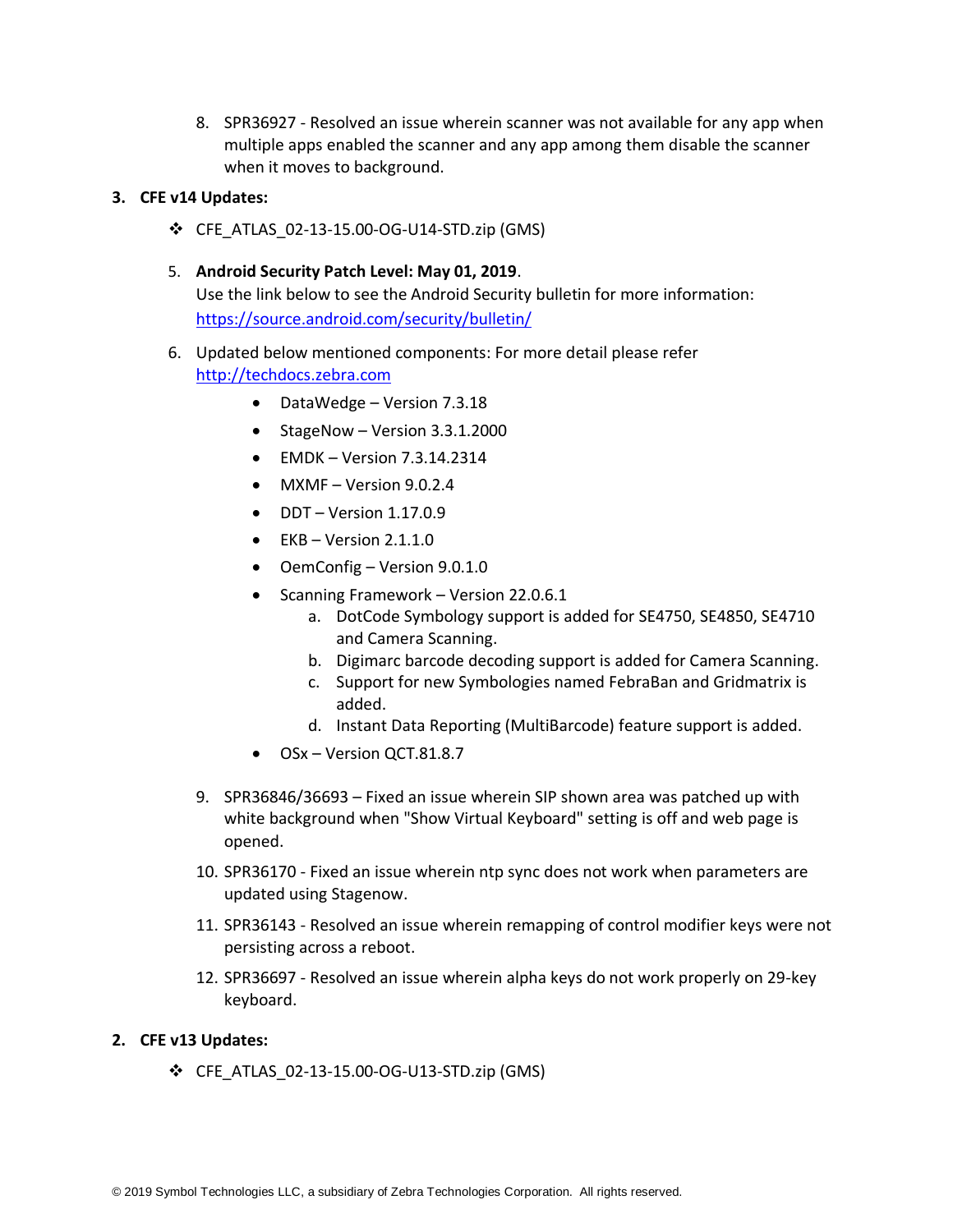8. SPR36927 - Resolved an issue wherein scanner was not available for any app when multiple apps enabled the scanner and any app among them disable the scanner when it moves to background.

**3. CFE v14 Updates:**

- ❖ CFE_ATLAS_02-13-15.00-OG-U14-STD.zip (GMS)

5. **Android Security Patch Level: May 01, 2019**.
   Use the link below to see the Android Security bulletin for more information: https://source.android.com/security/bulletin/

6. Updated below mentioned components: For more detail please refer http://techdocs.zebra.com
   - DataWedge – Version 7.3.18
   - StageNow – Version 3.3.1.2000
   - EMDK – Version 7.3.14.2314
   - MXMF – Version 9.0.2.4
   - DDT – Version 1.17.0.9
   - EKB – Version 2.1.1.0
   - OemConfig – Version 9.0.1.0
   - Scanning Framework – Version 22.0.6.1
     a. DotCode Symbology support is added for SE4750, SE4850, SE4710 and Camera Scanning.
     b. Digimarc barcode decoding support is added for Camera Scanning.
     c. Support for new Symbologies named FebraBan and Gridmatrix is added.
     d. Instant Data Reporting (MultiBarcode) feature support is added.
   - OSx – Version QCT.81.8.7

9. SPR36846/36693 – Fixed an issue wherein SIP shown area was patched up with white background when "Show Virtual Keyboard" setting is off and web page is opened.

10. SPR36170 - Fixed an issue wherein ntp sync does not work when parameters are updated using Stagenow.

11. SPR36143 - Resolved an issue wherein remapping of control modifier keys were not persisting across a reboot.

12. SPR36697 - Resolved an issue wherein alpha keys do not work properly on 29-key keyboard.

**2. CFE v13 Updates:**

- ❖ CFE_ATLAS_02-13-15.00-OG-U13-STD.zip (GMS)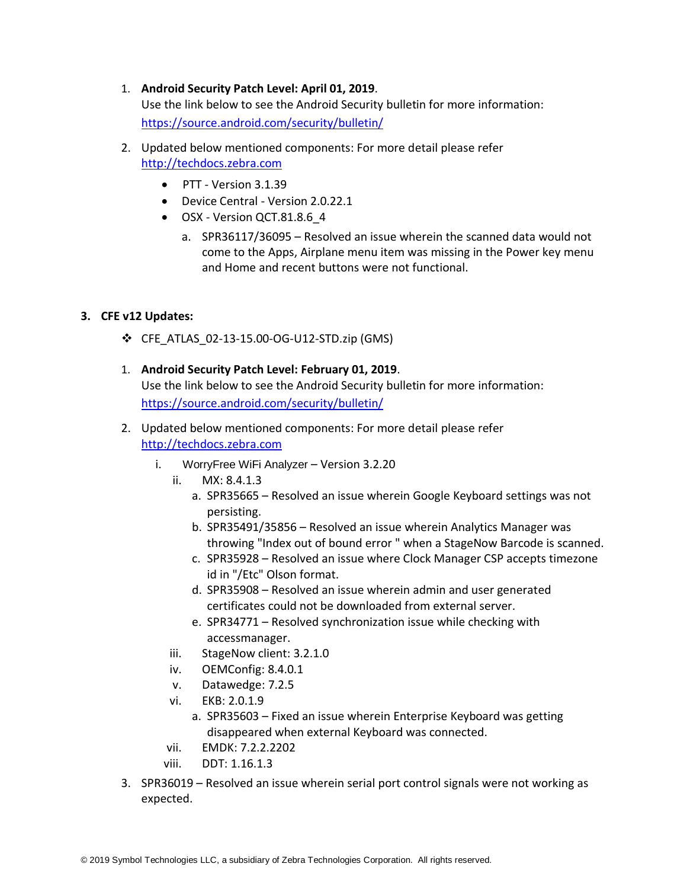1. **Android Security Patch Level: April 01, 2019**.
   Use the link below to see the Android Security bulletin for more information:
   https://source.android.com/security/bulletin/

2. Updated below mentioned components: For more detail please refer http://techdocs.zebra.com

   - PTT - Version 3.1.39
   - Device Central - Version 2.0.22.1
   - OSX - Version QCT.81.8.6_4
     a. SPR36117/36095 – Resolved an issue wherein the scanned data would not come to the Apps, Airplane menu item was missing in the Power key menu and Home and recent buttons were not functional.

**3. CFE v12 Updates:**

❖ CFE_ATLAS_02-13-15.00-OG-U12-STD.zip (GMS)

1. **Android Security Patch Level: February 01, 2019**.
   Use the link below to see the Android Security bulletin for more information:
   https://source.android.com/security/bulletin/

2. Updated below mentioned components: For more detail please refer http://techdocs.zebra.com

   i. WorryFree WiFi Analyzer – Version 3.2.20
   ii. MX: 8.4.1.3
      a. SPR35665 – Resolved an issue wherein Google Keyboard settings was not persisting.
      b. SPR35491/35856 – Resolved an issue wherein Analytics Manager was throwing "Index out of bound error " when a StageNow Barcode is scanned.
      c. SPR35928 – Resolved an issue where Clock Manager CSP accepts timezone id in "/Etc" Olson format.
      d. SPR35908 – Resolved an issue wherein admin and user generated certificates could not be downloaded from external server.
      e. SPR34771 – Resolved synchronization issue while checking with accessmanager.
   iii. StageNow client: 3.2.1.0
   iv. OEMConfig: 8.4.0.1
   v. Datawedge: 7.2.5
   vi. EKB: 2.0.1.9
      a. SPR35603 – Fixed an issue wherein Enterprise Keyboard was getting disappeared when external Keyboard was connected.
   vii. EMDK: 7.2.2.2202
   viii. DDT: 1.16.1.3

3. SPR36019 – Resolved an issue wherein serial port control signals were not working as expected.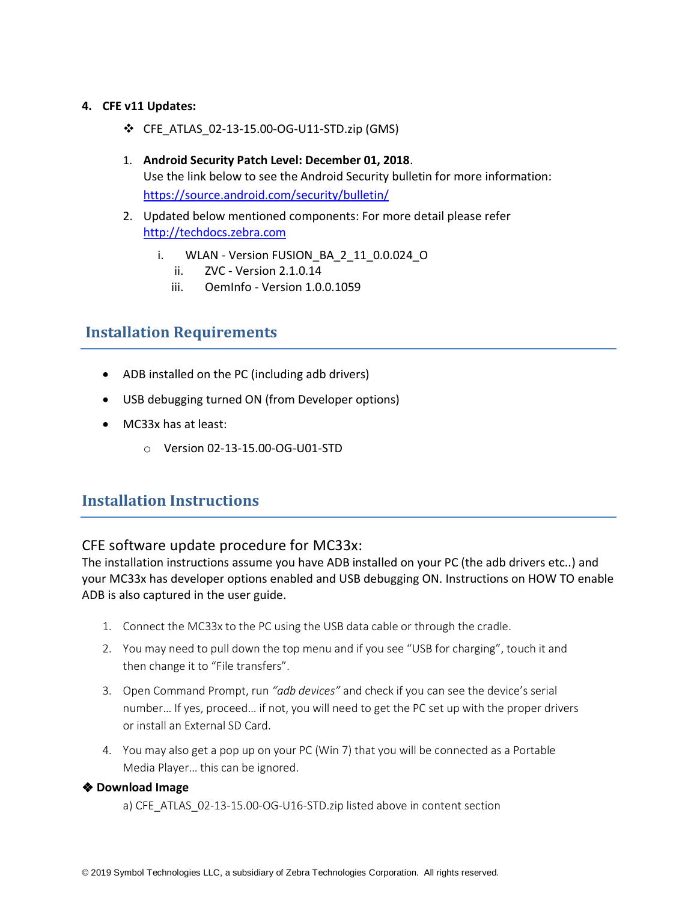**4. CFE v11 Updates:**

- ❖ CFE_ATLAS_02-13-15.00-OG-U11-STD.zip (GMS)

1. **Android Security Patch Level: December 01, 2018**.
   Use the link below to see the Android Security bulletin for more information: [https://source.android.com/security/bulletin/](https://source.android.com/security/bulletin/)
2. Updated below mentioned components: For more detail please refer [http://techdocs.zebra.com](http://techdocs.zebra.com)
   - i. WLAN - Version FUSION_BA_2_11_0.0.024_O
   - ii. ZVC - Version 2.1.0.14
   - iii. OemInfo - Version 1.0.0.1059

## Installation Requirements

- ADB installed on the PC (including adb drivers)
- USB debugging turned ON (from Developer options)
- MC33x has at least:
  - Version 02-13-15.00-OG-U01-STD

## Installation Instructions

### CFE software update procedure for MC33x:

The installation instructions assume you have ADB installed on your PC (the adb drivers etc..) and your MC33x has developer options enabled and USB debugging ON. Instructions on HOW TO enable ADB is also captured in the user guide.

1. Connect the MC33x to the PC using the USB data cable or through the cradle.
2. You may need to pull down the top menu and if you see "USB for charging", touch it and then change it to "File transfers".
3. Open Command Prompt, run *"adb devices"* and check if you can see the device's serial number… If yes, proceed… if not, you will need to get the PC set up with the proper drivers or install an External SD Card.
4. You may also get a pop up on your PC (Win 7) that you will be connected as a Portable Media Player… this can be ignored.

❖ **Download Image**

a) CFE_ATLAS_02-13-15.00-OG-U16-STD.zip listed above in content section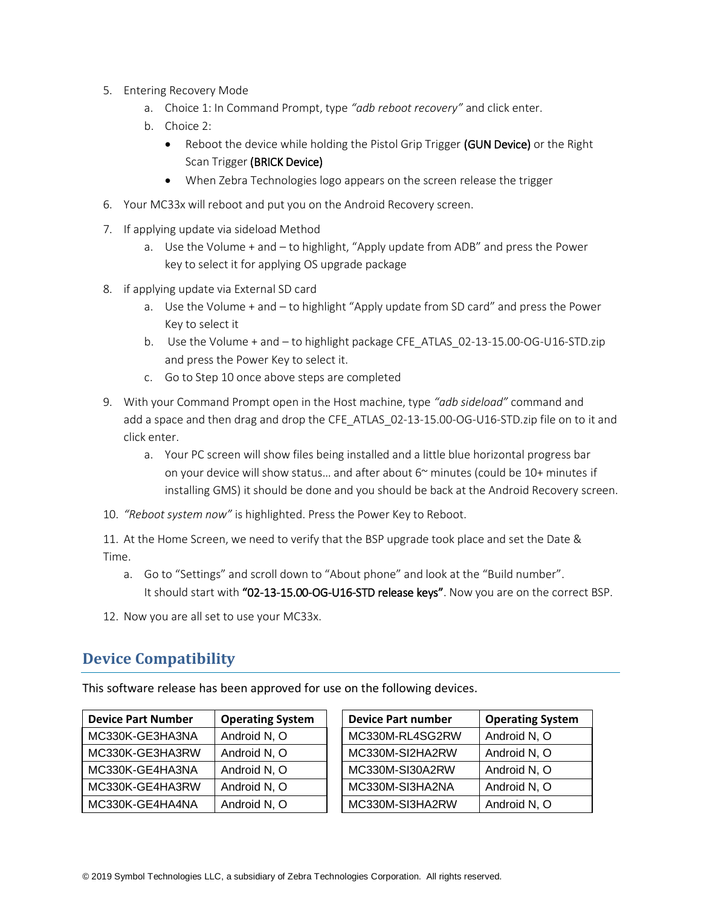5. Entering Recovery Mode
    a. Choice 1: In Command Prompt, type *"adb reboot recovery"* and click enter.
    b. Choice 2:
        - Reboot the device while holding the Pistol Grip Trigger **(GUN Device)** or the Right Scan Trigger **(BRICK Device)**
        - When Zebra Technologies logo appears on the screen release the trigger
6. Your MC33x will reboot and put you on the Android Recovery screen.
7. If applying update via sideload Method
    a. Use the Volume + and – to highlight, "Apply update from ADB" and press the Power key to select it for applying OS upgrade package
8. if applying update via External SD card
    a. Use the Volume + and – to highlight "Apply update from SD card" and press the Power Key to select it
    b. Use the Volume + and – to highlight package CFE_ATLAS_02-13-15.00-OG-U16-STD.zip and press the Power Key to select it.
    c. Go to Step 10 once above steps are completed
9. With your Command Prompt open in the Host machine, type *"adb sideload"* command and add a space and then drag and drop the CFE_ATLAS_02-13-15.00-OG-U16-STD.zip file on to it and click enter.
    a. Your PC screen will show files being installed and a little blue horizontal progress bar on your device will show status… and after about 6~ minutes (could be 10+ minutes if installing GMS) it should be done and you should be back at the Android Recovery screen.
10. *"Reboot system now"* is highlighted. Press the Power Key to Reboot.
11. At the Home Screen, we need to verify that the BSP upgrade took place and set the Date & Time.
    a. Go to "Settings" and scroll down to "About phone" and look at the "Build number". It should start with **"02-13-15.00-OG-U16-STD release keys"**. Now you are on the correct BSP.
12. Now you are all set to use your MC33x.

## Device Compatibility

This software release has been approved for use on the following devices.

| Device Part Number | Operating System |
|---|---|
| MC330K-GE3HA3NA | Android N, O |
| MC330K-GE3HA3RW | Android N, O |
| MC330K-GE4HA3NA | Android N, O |
| MC330K-GE4HA3RW | Android N, O |
| MC330K-GE4HA4NA | Android N, O |

| Device Part number | Operating System |
|---|---|
| MC330M-RL4SG2RW | Android N, O |
| MC330M-SI2HA2RW | Android N, O |
| MC330M-SI30A2RW | Android N, O |
| MC330M-SI3HA2NA | Android N, O |
| MC330M-SI3HA2RW | Android N, O |

© 2019 Symbol Technologies LLC, a subsidiary of Zebra Technologies Corporation. All rights reserved.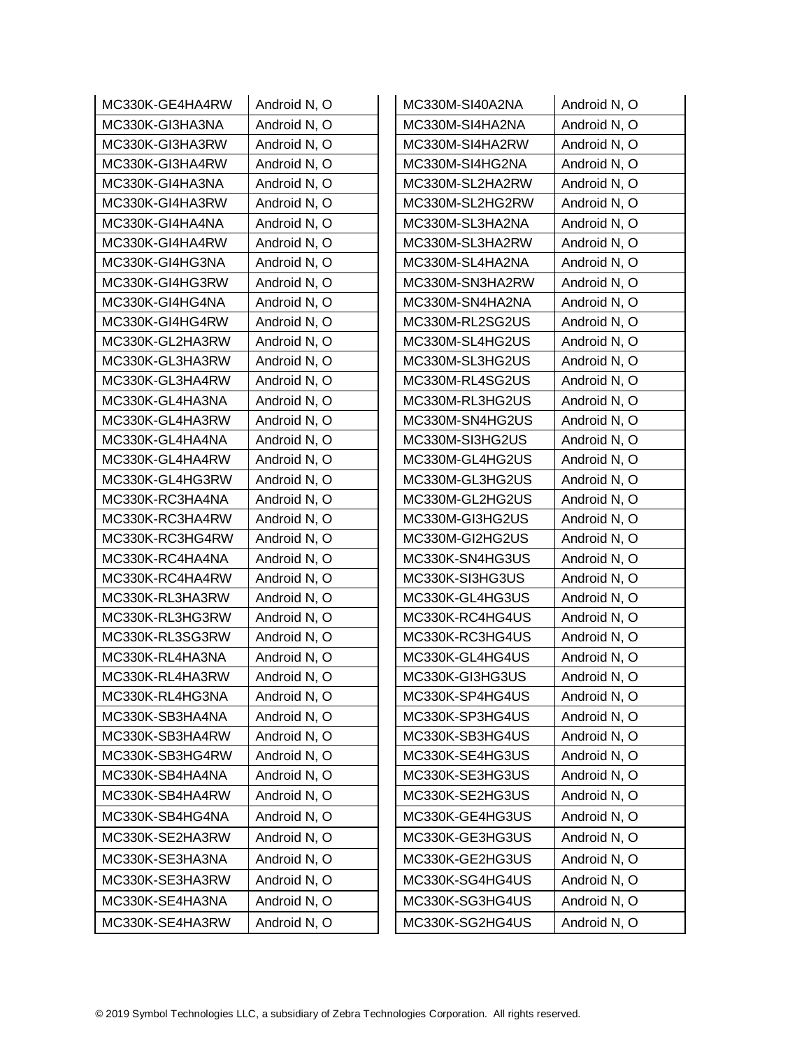| MC330K-GE4HA4RW | Android N, O |
| --- | --- |
| MC330K-GI3HA3NA | Android N, O |
| MC330K-GI3HA3RW | Android N, O |
| MC330K-GI3HA4RW | Android N, O |
| MC330K-GI4HA3NA | Android N, O |
| MC330K-GI4HA3RW | Android N, O |
| MC330K-GI4HA4NA | Android N, O |
| MC330K-GI4HA4RW | Android N, O |
| MC330K-GI4HG3NA | Android N, O |
| MC330K-GI4HG3RW | Android N, O |
| MC330K-GI4HG4NA | Android N, O |
| MC330K-GI4HG4RW | Android N, O |
| MC330K-GL2HA3RW | Android N, O |
| MC330K-GL3HA3RW | Android N, O |
| MC330K-GL3HA4RW | Android N, O |
| MC330K-GL4HA3NA | Android N, O |
| MC330K-GL4HA3RW | Android N, O |
| MC330K-GL4HA4NA | Android N, O |
| MC330K-GL4HA4RW | Android N, O |
| MC330K-GL4HG3RW | Android N, O |
| MC330K-RC3HA4NA | Android N, O |
| MC330K-RC3HA4RW | Android N, O |
| MC330K-RC3HG4RW | Android N, O |
| MC330K-RC4HA4NA | Android N, O |
| MC330K-RC4HA4RW | Android N, O |
| MC330K-RL3HA3RW | Android N, O |
| MC330K-RL3HG3RW | Android N, O |
| MC330K-RL3SG3RW | Android N, O |
| MC330K-RL4HA3NA | Android N, O |
| MC330K-RL4HA3RW | Android N, O |
| MC330K-RL4HG3NA | Android N, O |
| MC330K-SB3HA4NA | Android N, O |
| MC330K-SB3HA4RW | Android N, O |
| MC330K-SB3HG4RW | Android N, O |
| MC330K-SB4HA4NA | Android N, O |
| MC330K-SB4HA4RW | Android N, O |
| MC330K-SB4HG4NA | Android N, O |
| MC330K-SE2HA3RW | Android N, O |
| MC330K-SE3HA3NA | Android N, O |
| MC330K-SE3HA3RW | Android N, O |
| MC330K-SE4HA3NA | Android N, O |
| MC330K-SE4HA3RW | Android N, O |

| MC330M-SI40A2NA | Android N, O |
| --- | --- |
| MC330M-SI4HA2NA | Android N, O |
| MC330M-SI4HA2RW | Android N, O |
| MC330M-SI4HG2NA | Android N, O |
| MC330M-SL2HA2RW | Android N, O |
| MC330M-SL2HG2RW | Android N, O |
| MC330M-SL3HA2NA | Android N, O |
| MC330M-SL3HA2RW | Android N, O |
| MC330M-SL4HA2NA | Android N, O |
| MC330M-SN3HA2RW | Android N, O |
| MC330M-SN4HA2NA | Android N, O |
| MC330M-RL2SG2US | Android N, O |
| MC330M-SL4HG2US | Android N, O |
| MC330M-SL3HG2US | Android N, O |
| MC330M-RL4SG2US | Android N, O |
| MC330M-RL3HG2US | Android N, O |
| MC330M-SN4HG2US | Android N, O |
| MC330M-SI3HG2US | Android N, O |
| MC330M-GL4HG2US | Android N, O |
| MC330M-GL3HG2US | Android N, O |
| MC330M-GL2HG2US | Android N, O |
| MC330M-GI3HG2US | Android N, O |
| MC330M-GI2HG2US | Android N, O |
| MC330K-SN4HG3US | Android N, O |
| MC330K-SI3HG3US | Android N, O |
| MC330K-GL4HG3US | Android N, O |
| MC330K-RC4HG4US | Android N, O |
| MC330K-RC3HG4US | Android N, O |
| MC330K-GL4HG4US | Android N, O |
| MC330K-GI3HG3US | Android N, O |
| MC330K-SP4HG4US | Android N, O |
| MC330K-SP3HG4US | Android N, O |
| MC330K-SB3HG4US | Android N, O |
| MC330K-SE4HG3US | Android N, O |
| MC330K-SE3HG3US | Android N, O |
| MC330K-SE2HG3US | Android N, O |
| MC330K-GE4HG3US | Android N, O |
| MC330K-GE3HG3US | Android N, O |
| MC330K-GE2HG3US | Android N, O |
| MC330K-SG4HG4US | Android N, O |
| MC330K-SG3HG4US | Android N, O |
| MC330K-SG2HG4US | Android N, O |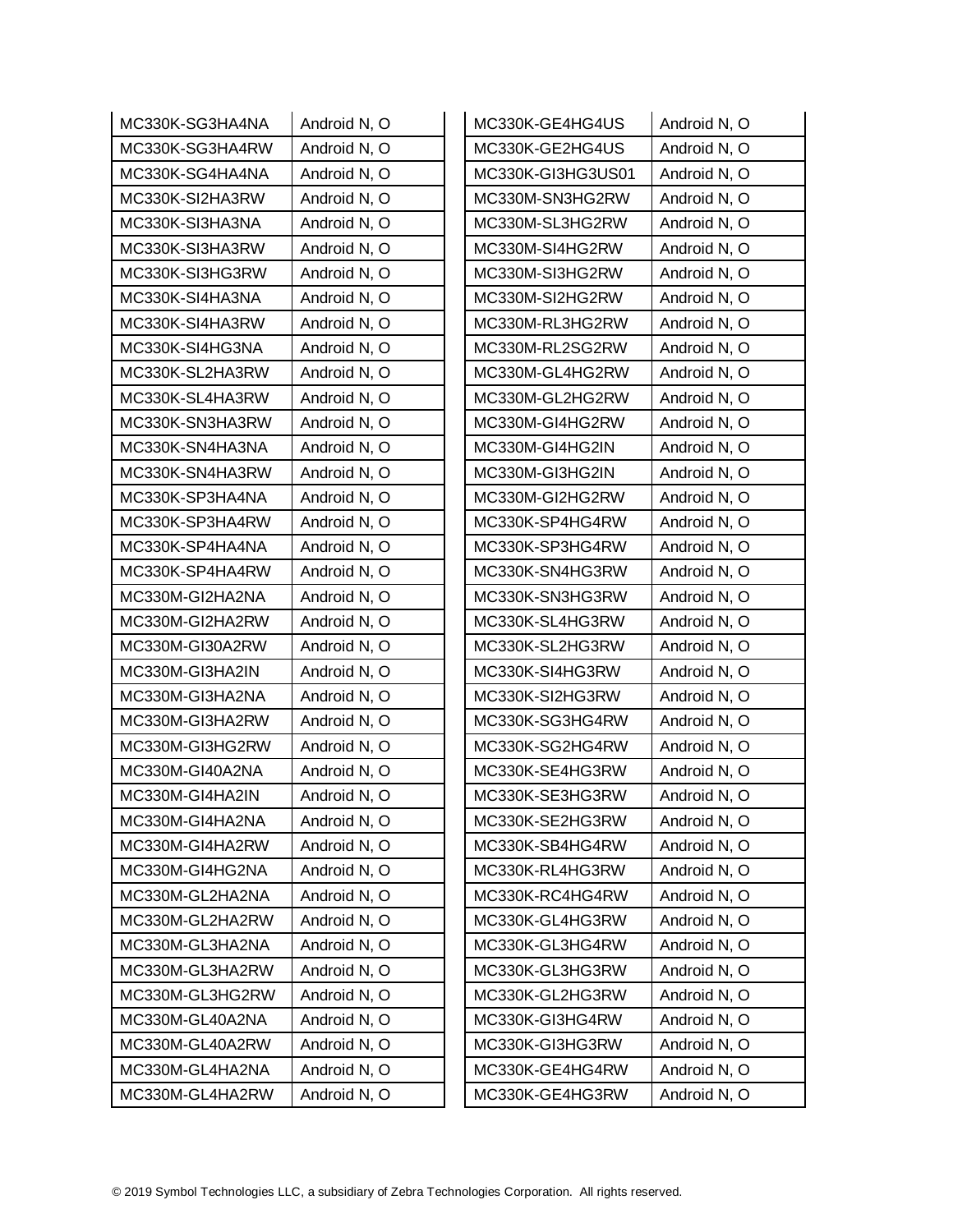| | |
|---|---|
| MC330K-SG3HA4NA | Android N, O |
| MC330K-SG3HA4RW | Android N, O |
| MC330K-SG4HA4NA | Android N, O |
| MC330K-SI2HA3RW | Android N, O |
| MC330K-SI3HA3NA | Android N, O |
| MC330K-SI3HA3RW | Android N, O |
| MC330K-SI3HG3RW | Android N, O |
| MC330K-SI4HA3NA | Android N, O |
| MC330K-SI4HA3RW | Android N, O |
| MC330K-SI4HG3NA | Android N, O |
| MC330K-SL2HA3RW | Android N, O |
| MC330K-SL4HA3RW | Android N, O |
| MC330K-SN3HA3RW | Android N, O |
| MC330K-SN4HA3NA | Android N, O |
| MC330K-SN4HA3RW | Android N, O |
| MC330K-SP3HA4NA | Android N, O |
| MC330K-SP3HA4RW | Android N, O |
| MC330K-SP4HA4NA | Android N, O |
| MC330K-SP4HA4RW | Android N, O |
| MC330M-GI2HA2NA | Android N, O |
| MC330M-GI2HA2RW | Android N, O |
| MC330M-GI30A2RW | Android N, O |
| MC330M-GI3HA2IN | Android N, O |
| MC330M-GI3HA2NA | Android N, O |
| MC330M-GI3HA2RW | Android N, O |
| MC330M-GI3HG2RW | Android N, O |
| MC330M-GI40A2NA | Android N, O |
| MC330M-GI4HA2IN | Android N, O |
| MC330M-GI4HA2NA | Android N, O |
| MC330M-GI4HA2RW | Android N, O |
| MC330M-GI4HG2NA | Android N, O |
| MC330M-GL2HA2NA | Android N, O |
| MC330M-GL2HA2RW | Android N, O |
| MC330M-GL3HA2NA | Android N, O |
| MC330M-GL3HA2RW | Android N, O |
| MC330M-GL3HG2RW | Android N, O |
| MC330M-GL40A2NA | Android N, O |
| MC330M-GL40A2RW | Android N, O |
| MC330M-GL4HA2NA | Android N, O |
| MC330M-GL4HA2RW | Android N, O |

| | |
|---|---|
| MC330K-GE4HG4US | Android N, O |
| MC330K-GE2HG4US | Android N, O |
| MC330K-GI3HG3US01 | Android N, O |
| MC330M-SN3HG2RW | Android N, O |
| MC330M-SL3HG2RW | Android N, O |
| MC330M-SI4HG2RW | Android N, O |
| MC330M-SI3HG2RW | Android N, O |
| MC330M-SI2HG2RW | Android N, O |
| MC330M-RL3HG2RW | Android N, O |
| MC330M-RL2SG2RW | Android N, O |
| MC330M-GL4HG2RW | Android N, O |
| MC330M-GL2HG2RW | Android N, O |
| MC330M-GI4HG2RW | Android N, O |
| MC330M-GI4HG2IN | Android N, O |
| MC330M-GI3HG2IN | Android N, O |
| MC330M-GI2HG2RW | Android N, O |
| MC330K-SP4HG4RW | Android N, O |
| MC330K-SP3HG4RW | Android N, O |
| MC330K-SN4HG3RW | Android N, O |
| MC330K-SN3HG3RW | Android N, O |
| MC330K-SL4HG3RW | Android N, O |
| MC330K-SL2HG3RW | Android N, O |
| MC330K-SI4HG3RW | Android N, O |
| MC330K-SI2HG3RW | Android N, O |
| MC330K-SG3HG4RW | Android N, O |
| MC330K-SG2HG4RW | Android N, O |
| MC330K-SE4HG3RW | Android N, O |
| MC330K-SE3HG3RW | Android N, O |
| MC330K-SE2HG3RW | Android N, O |
| MC330K-SB4HG4RW | Android N, O |
| MC330K-RL4HG3RW | Android N, O |
| MC330K-RC4HG4RW | Android N, O |
| MC330K-GL4HG3RW | Android N, O |
| MC330K-GL3HG4RW | Android N, O |
| MC330K-GL3HG3RW | Android N, O |
| MC330K-GL2HG3RW | Android N, O |
| MC330K-GI3HG4RW | Android N, O |
| MC330K-GI3HG3RW | Android N, O |
| MC330K-GE4HG4RW | Android N, O |
| MC330K-GE4HG3RW | Android N, O |

© 2019 Symbol Technologies LLC, a subsidiary of Zebra Technologies Corporation. All rights reserved.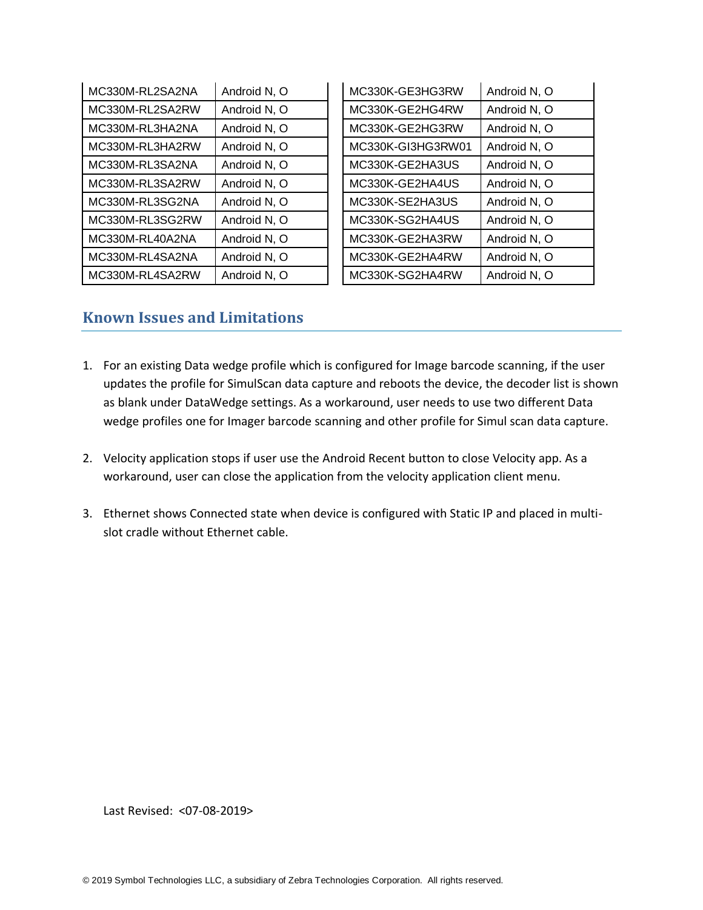| | | | |
|---|---|---|---|
| MC330M-RL2SA2NA | Android N, O | MC330K-GE3HG3RW | Android N, O |
| MC330M-RL2SA2RW | Android N, O | MC330K-GE2HG4RW | Android N, O |
| MC330M-RL3HA2NA | Android N, O | MC330K-GE2HG3RW | Android N, O |
| MC330M-RL3HA2RW | Android N, O | MC330K-GI3HG3RW01 | Android N, O |
| MC330M-RL3SA2NA | Android N, O | MC330K-GE2HA3US | Android N, O |
| MC330M-RL3SA2RW | Android N, O | MC330K-GE2HA4US | Android N, O |
| MC330M-RL3SG2NA | Android N, O | MC330K-SE2HA3US | Android N, O |
| MC330M-RL3SG2RW | Android N, O | MC330K-SG2HA4US | Android N, O |
| MC330M-RL40A2NA | Android N, O | MC330K-GE2HA3RW | Android N, O |
| MC330M-RL4SA2NA | Android N, O | MC330K-GE2HA4RW | Android N, O |
| MC330M-RL4SA2RW | Android N, O | MC330K-SG2HA4RW | Android N, O |

## Known Issues and Limitations

1. For an existing Data wedge profile which is configured for Image barcode scanning, if the user updates the profile for SimulScan data capture and reboots the device, the decoder list is shown as blank under DataWedge settings. As a workaround, user needs to use two different Data wedge profiles one for Imager barcode scanning and other profile for Simul scan data capture.

2. Velocity application stops if user use the Android Recent button to close Velocity app. As a workaround, user can close the application from the velocity application client menu.

3. Ethernet shows Connected state when device is configured with Static IP and placed in multi-slot cradle without Ethernet cable.

Last Revised: <07-08-2019>

© 2019 Symbol Technologies LLC, a subsidiary of Zebra Technologies Corporation. All rights reserved.